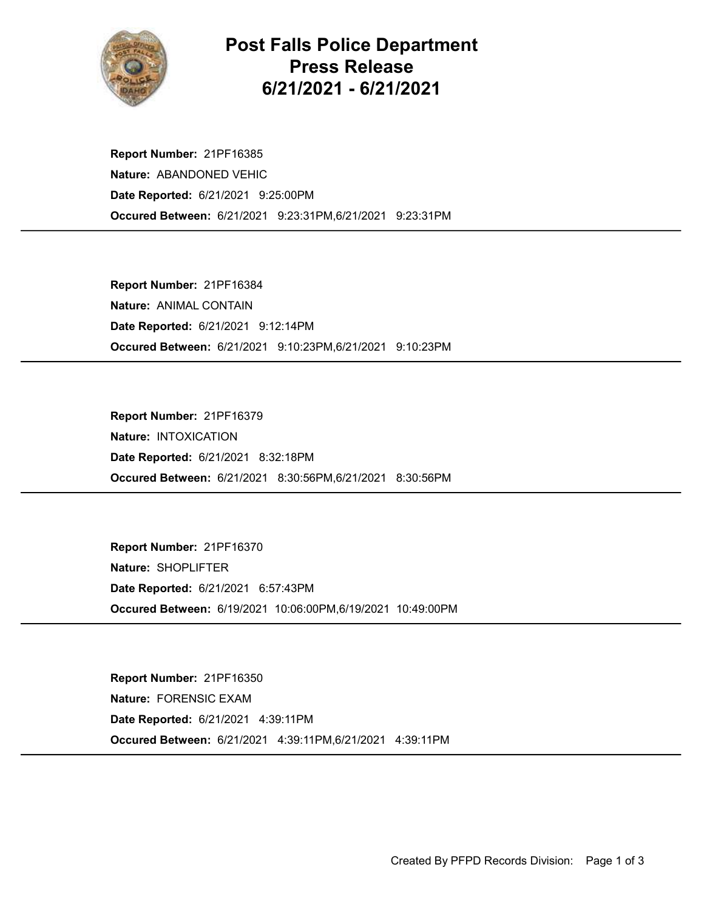# Post Falls Police Department
# Press Release
# 6/21/2021 - 6/21/2021

**Report Number:** 21PF16385
**Nature:** ABANDONED VEHIC
**Date Reported:** 6/21/2021 9:25:00PM
**Occured Between:** 6/21/2021 9:23:31PM,6/21/2021 9:23:31PM

---

**Report Number:** 21PF16384
**Nature:** ANIMAL CONTAIN
**Date Reported:** 6/21/2021 9:12:14PM
**Occured Between:** 6/21/2021 9:10:23PM,6/21/2021 9:10:23PM

---

**Report Number:** 21PF16379
**Nature:** INTOXICATION
**Date Reported:** 6/21/2021 8:32:18PM
**Occured Between:** 6/21/2021 8:30:56PM,6/21/2021 8:30:56PM

---

**Report Number:** 21PF16370
**Nature:** SHOPLIFTER
**Date Reported:** 6/21/2021 6:57:43PM
**Occured Between:** 6/19/2021 10:06:00PM,6/19/2021 10:49:00PM

---

**Report Number:** 21PF16350
**Nature:** FORENSIC EXAM
**Date Reported:** 6/21/2021 4:39:11PM
**Occured Between:** 6/21/2021 4:39:11PM,6/21/2021 4:39:11PM

---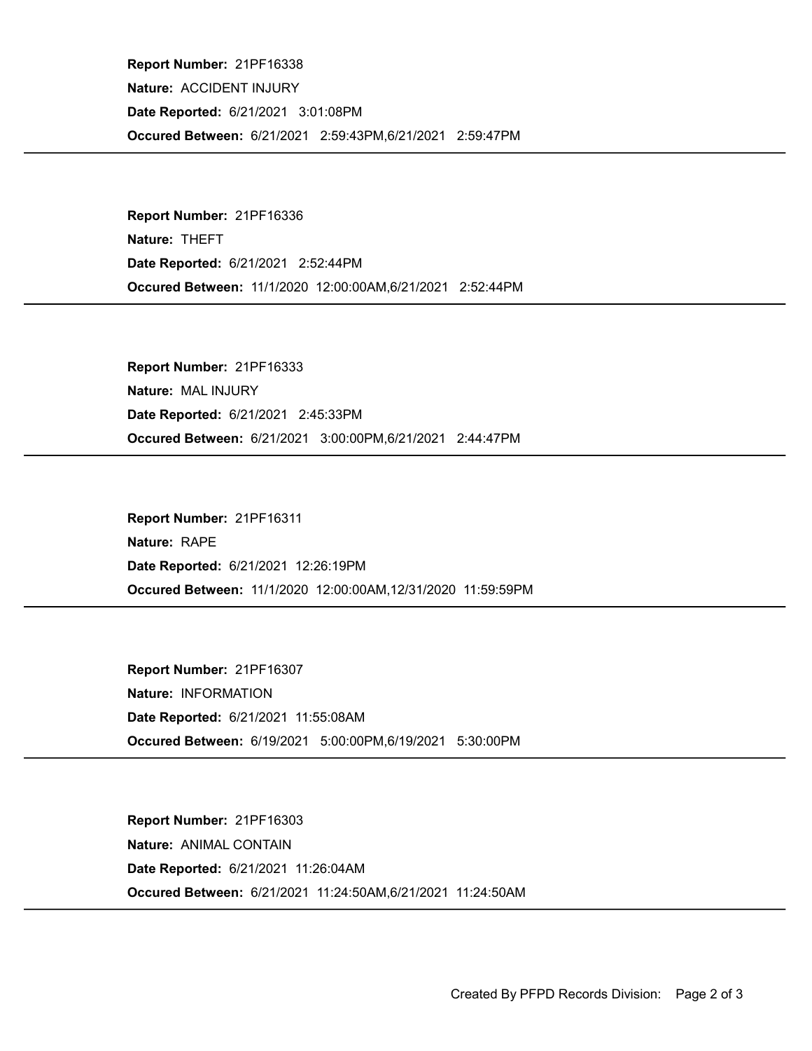**Report Number:** 21PF16338

**Nature:** ACCIDENT INJURY

**Date Reported:** 6/21/2021 3:01:08PM

**Occured Between:** 6/21/2021 2:59:43PM,6/21/2021 2:59:47PM

---

**Report Number:** 21PF16336

**Nature:** THEFT

**Date Reported:** 6/21/2021 2:52:44PM

**Occured Between:** 11/1/2020 12:00:00AM,6/21/2021 2:52:44PM

---

**Report Number:** 21PF16333

**Nature:** MAL INJURY

**Date Reported:** 6/21/2021 2:45:33PM

**Occured Between:** 6/21/2021 3:00:00PM,6/21/2021 2:44:47PM

---

**Report Number:** 21PF16311

**Nature:** RAPE

**Date Reported:** 6/21/2021 12:26:19PM

**Occured Between:** 11/1/2020 12:00:00AM,12/31/2020 11:59:59PM

---

**Report Number:** 21PF16307

**Nature:** INFORMATION

**Date Reported:** 6/21/2021 11:55:08AM

**Occured Between:** 6/19/2021 5:00:00PM,6/19/2021 5:30:00PM

---

**Report Number:** 21PF16303

**Nature:** ANIMAL CONTAIN

**Date Reported:** 6/21/2021 11:26:04AM

**Occured Between:** 6/21/2021 11:24:50AM,6/21/2021 11:24:50AM

---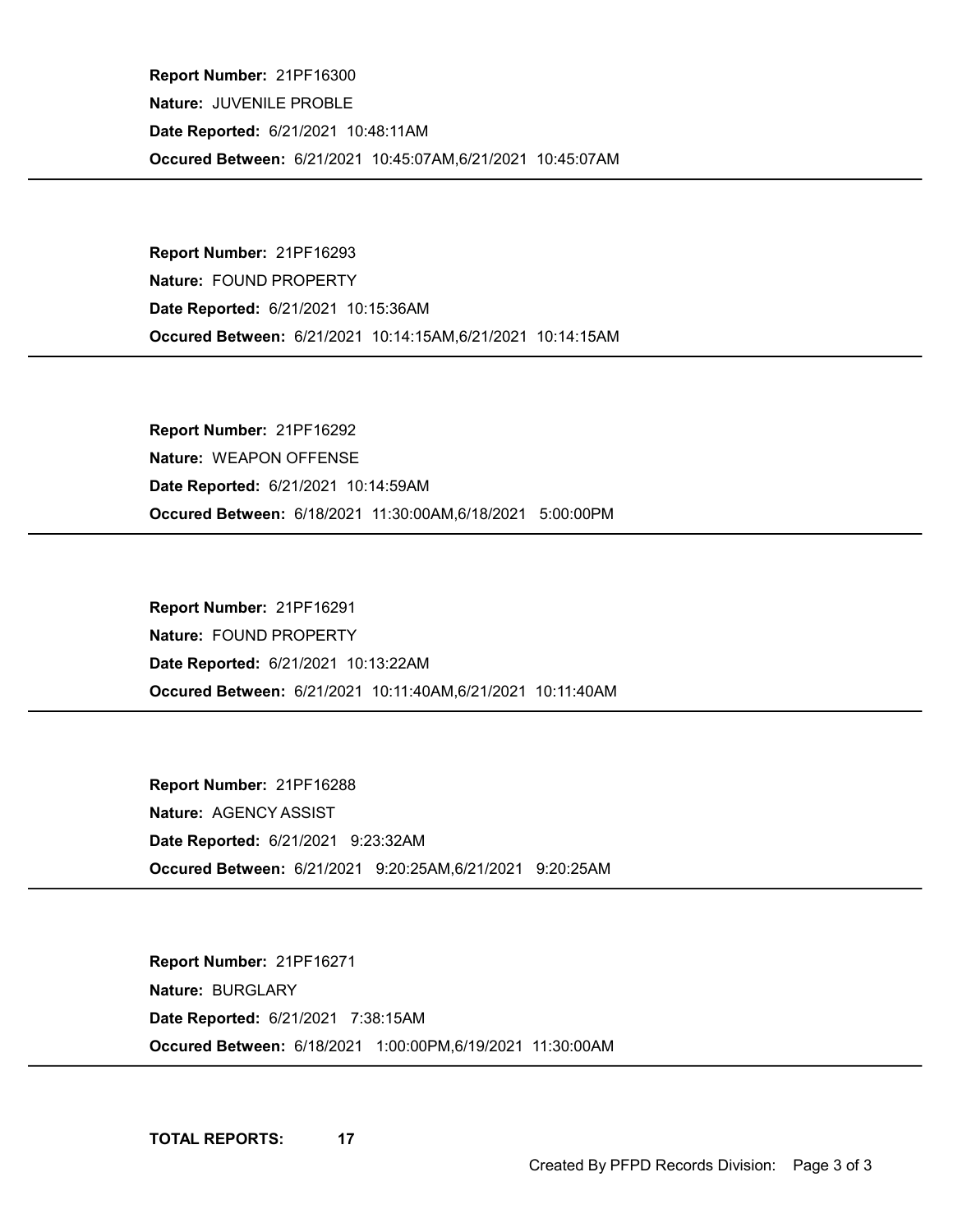**Report Number:** 21PF16300
**Nature:** JUVENILE PROBLE
**Date Reported:** 6/21/2021 10:48:11AM
**Occured Between:** 6/21/2021 10:45:07AM,6/21/2021 10:45:07AM

---

**Report Number:** 21PF16293
**Nature:** FOUND PROPERTY
**Date Reported:** 6/21/2021 10:15:36AM
**Occured Between:** 6/21/2021 10:14:15AM,6/21/2021 10:14:15AM

---

**Report Number:** 21PF16292
**Nature:** WEAPON OFFENSE
**Date Reported:** 6/21/2021 10:14:59AM
**Occured Between:** 6/18/2021 11:30:00AM,6/18/2021 5:00:00PM

---

**Report Number:** 21PF16291
**Nature:** FOUND PROPERTY
**Date Reported:** 6/21/2021 10:13:22AM
**Occured Between:** 6/21/2021 10:11:40AM,6/21/2021 10:11:40AM

---

**Report Number:** 21PF16288
**Nature:** AGENCY ASSIST
**Date Reported:** 6/21/2021 9:23:32AM
**Occured Between:** 6/21/2021 9:20:25AM,6/21/2021 9:20:25AM

---

**Report Number:** 21PF16271
**Nature:** BURGLARY
**Date Reported:** 6/21/2021 7:38:15AM
**Occured Between:** 6/18/2021 1:00:00PM,6/19/2021 11:30:00AM

---

**TOTAL REPORTS:** **17**

Created By PFPD Records Division: